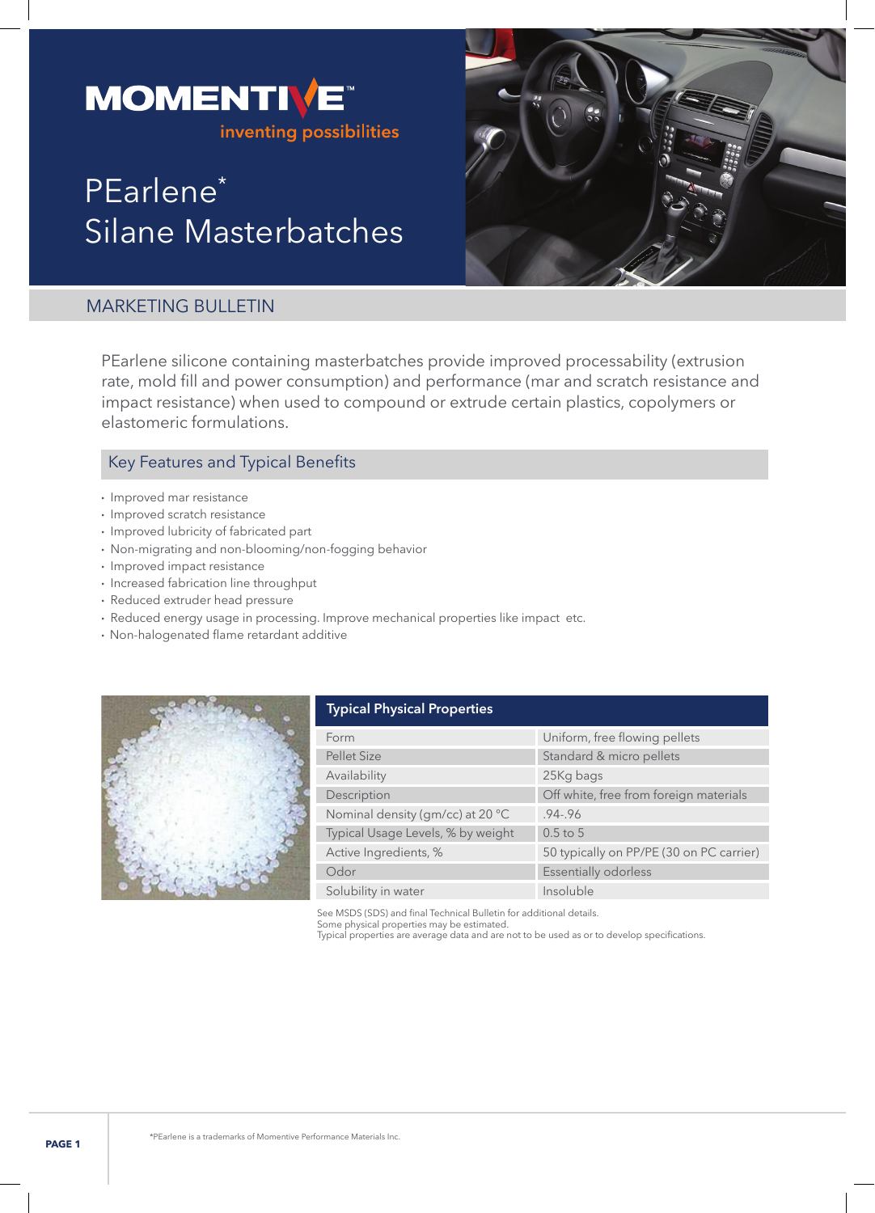MOMENTIVE™

inventing possibilities

# PEarlene* Silane Masterbatches

## MARKETING BULLETIN

PEarlene silicone containing masterbatches provide improved processability (extrusion rate, mold fill and power consumption) and performance (mar and scratch resistance and impact resistance) when used to compound or extrude certain plastics, copolymers or elastomeric formulations.

## Key Features and Typical Benefits

- Improved mar resistance
- Improved scratch resistance
- Improved lubricity of fabricated part
- Non-migrating and non-blooming/non-fogging behavior
- Improved impact resistance
- Increased fabrication line throughput
- Reduced extruder head pressure
- Reduced energy usage in processing. Improve mechanical properties like impact etc.
- Non-halogenated flame retardant additive

| Typical Physical Properties | |
|---|---|
| Form | Uniform, free flowing pellets |
| Pellet Size | Standard & micro pellets |
| Availability | 25Kg bags |
| Description | Off white, free from foreign materials |
| Nominal density (gm/cc) at 20 °C | .94-.96 |
| Typical Usage Levels, % by weight | 0.5 to 5 |
| Active Ingredients, % | 50 typically on PP/PE (30 on PC carrier) |
| Odor | Essentially odorless |
| Solubility in water | Insoluble |

See MSDS (SDS) and final Technical Bulletin for additional details.
Some physical properties may be estimated.
Typical properties are average data and are not to be used as or to develop specifications.

*PEarlene is a trademarks of Momentive Performance Materials Inc.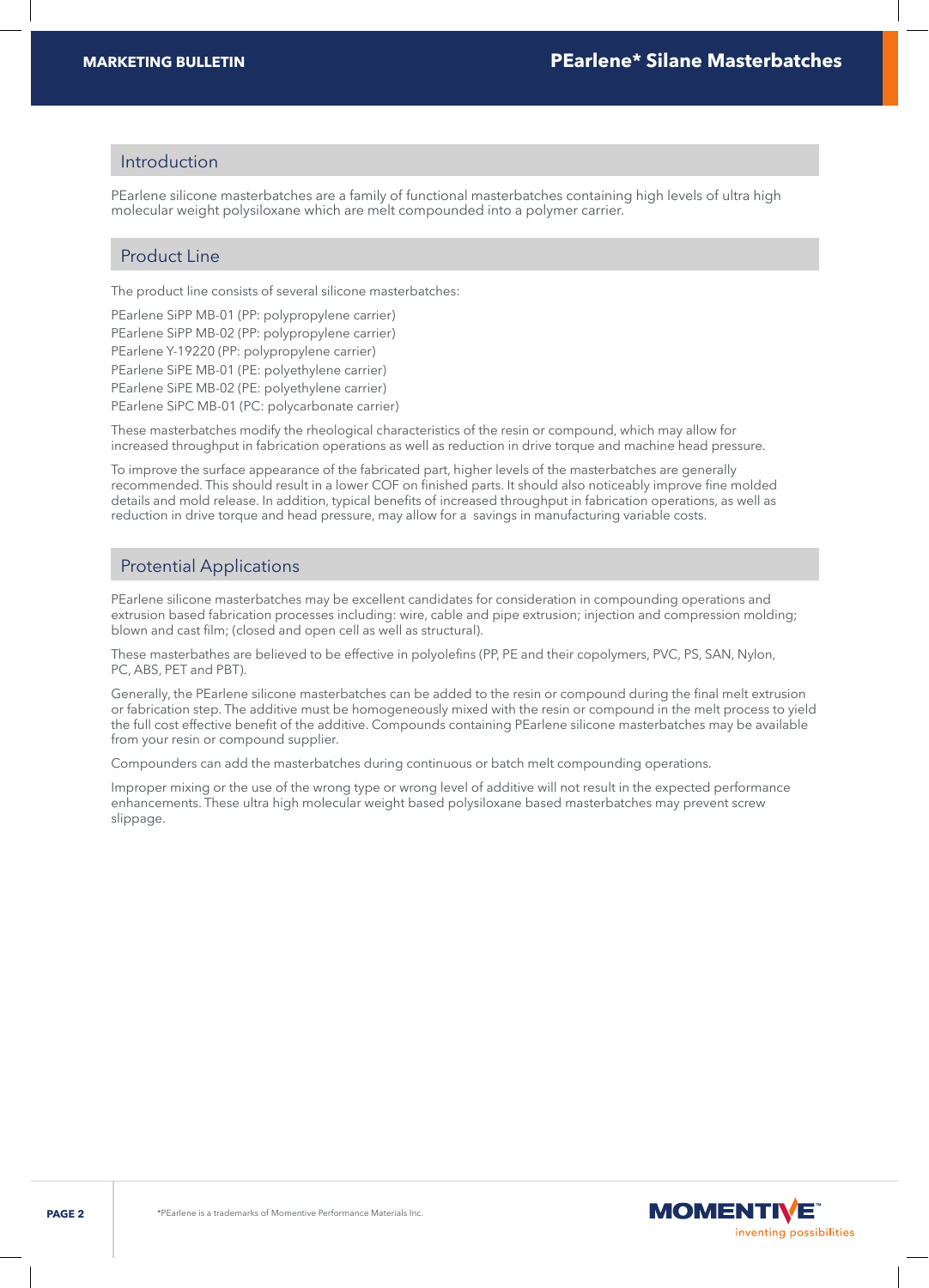## Introduction

PEarlene silicone masterbatches are a family of functional masterbatches containing high levels of ultra high molecular weight polysiloxane which are melt compounded into a polymer carrier.

## Product Line

The product line consists of several silicone masterbatches:

PEarlene SiPP MB-01 (PP: polypropylene carrier)
PEarlene SiPP MB-02 (PP: polypropylene carrier)
PEarlene Y-19220 (PP: polypropylene carrier)
PEarlene SiPE MB-01 (PE: polyethylene carrier)
PEarlene SiPE MB-02 (PE: polyethylene carrier)
PEarlene SiPC MB-01 (PC: polycarbonate carrier)

These masterbatches modify the rheological characteristics of the resin or compound, which may allow for increased throughput in fabrication operations as well as reduction in drive torque and machine head pressure.

To improve the surface appearance of the fabricated part, higher levels of the masterbatches are generally recommended. This should result in a lower COF on finished parts. It should also noticeably improve fine molded details and mold release. In addition, typical benefits of increased throughput in fabrication operations, as well as reduction in drive torque and head pressure, may allow for a savings in manufacturing variable costs.

## Protential Applications

PEarlene silicone masterbatches may be excellent candidates for consideration in compounding operations and extrusion based fabrication processes including: wire, cable and pipe extrusion; injection and compression molding; blown and cast film; (closed and open cell as well as structural).

These masterbathes are believed to be effective in polyolefins (PP, PE and their copolymers, PVC, PS, SAN, Nylon, PC, ABS, PET and PBT).

Generally, the PEarlene silicone masterbatches can be added to the resin or compound during the final melt extrusion or fabrication step. The additive must be homogeneously mixed with the resin or compound in the melt process to yield the full cost effective benefit of the additive. Compounds containing PEarlene silicone masterbatches may be available from your resin or compound supplier.

Compounders can add the masterbatches during continuous or batch melt compounding operations.

Improper mixing or the use of the wrong type or wrong level of additive will not result in the expected performance enhancements. These ultra high molecular weight based polysiloxane based masterbatches may prevent screw slippage.

*PEarlene is a trademarks of Momentive Performance Materials Inc.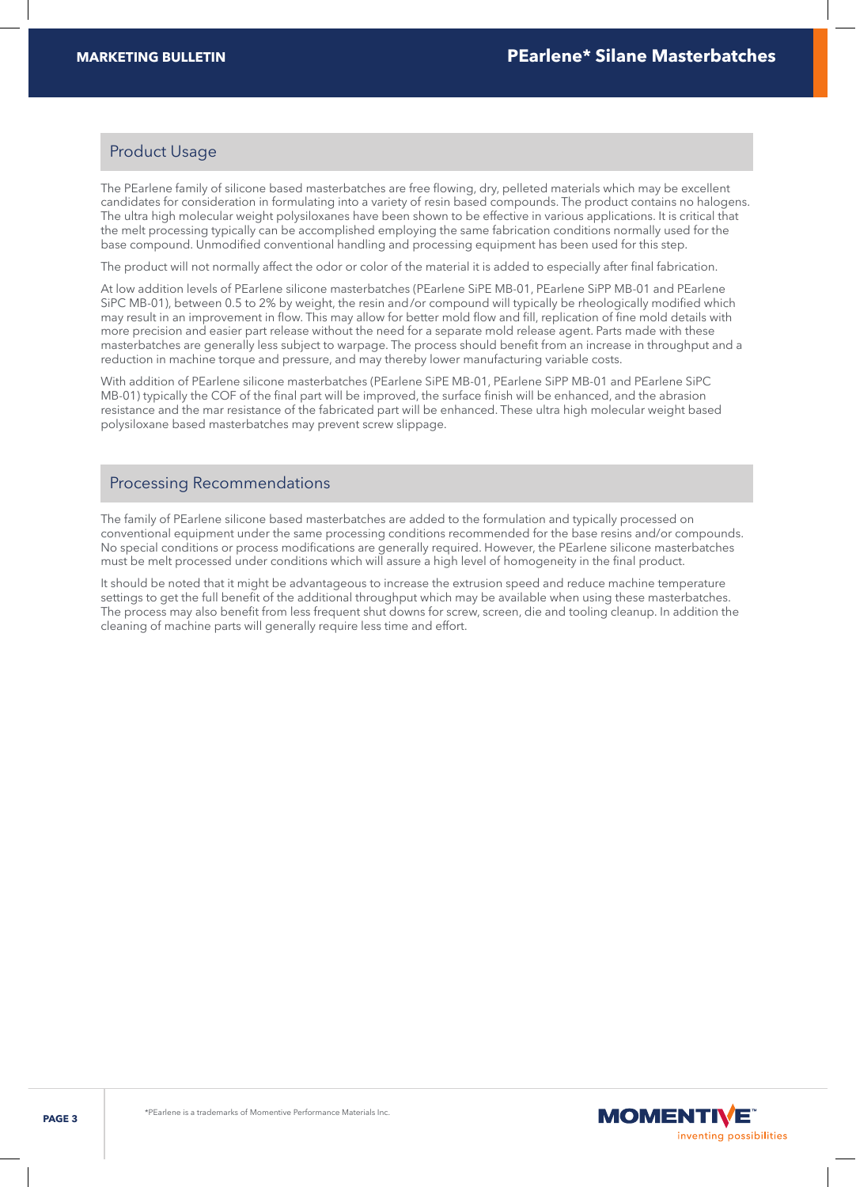## Product Usage

The PEarlene family of silicone based masterbatches are free flowing, dry, pelleted materials which may be excellent candidates for consideration in formulating into a variety of resin based compounds. The product contains no halogens. The ultra high molecular weight polysiloxanes have been shown to be effective in various applications. It is critical that the melt processing typically can be accomplished employing the same fabrication conditions normally used for the base compound. Unmodified conventional handling and processing equipment has been used for this step.

The product will not normally affect the odor or color of the material it is added to especially after final fabrication.

At low addition levels of PEarlene silicone masterbatches (PEarlene SiPE MB-01, PEarlene SiPP MB-01 and PEarlene SiPC MB-01), between 0.5 to 2% by weight, the resin and/or compound will typically be rheologically modified which may result in an improvement in flow. This may allow for better mold flow and fill, replication of fine mold details with more precision and easier part release without the need for a separate mold release agent. Parts made with these masterbatches are generally less subject to warpage. The process should benefit from an increase in throughput and a reduction in machine torque and pressure, and may thereby lower manufacturing variable costs.

With addition of PEarlene silicone masterbatches (PEarlene SiPE MB-01, PEarlene SiPP MB-01 and PEarlene SiPC MB-01) typically the COF of the final part will be improved, the surface finish will be enhanced, and the abrasion resistance and the mar resistance of the fabricated part will be enhanced. These ultra high molecular weight based polysiloxane based masterbatches may prevent screw slippage.

## Processing Recommendations

The family of PEarlene silicone based masterbatches are added to the formulation and typically processed on conventional equipment under the same processing conditions recommended for the base resins and/or compounds. No special conditions or process modifications are generally required. However, the PEarlene silicone masterbatches must be melt processed under conditions which will assure a high level of homogeneity in the final product.

It should be noted that it might be advantageous to increase the extrusion speed and reduce machine temperature settings to get the full benefit of the additional throughput which may be available when using these masterbatches. The process may also benefit from less frequent shut downs for screw, screen, die and tooling cleanup. In addition the cleaning of machine parts will generally require less time and effort.

*PEarlene is a trademarks of Momentive Performance Materials Inc.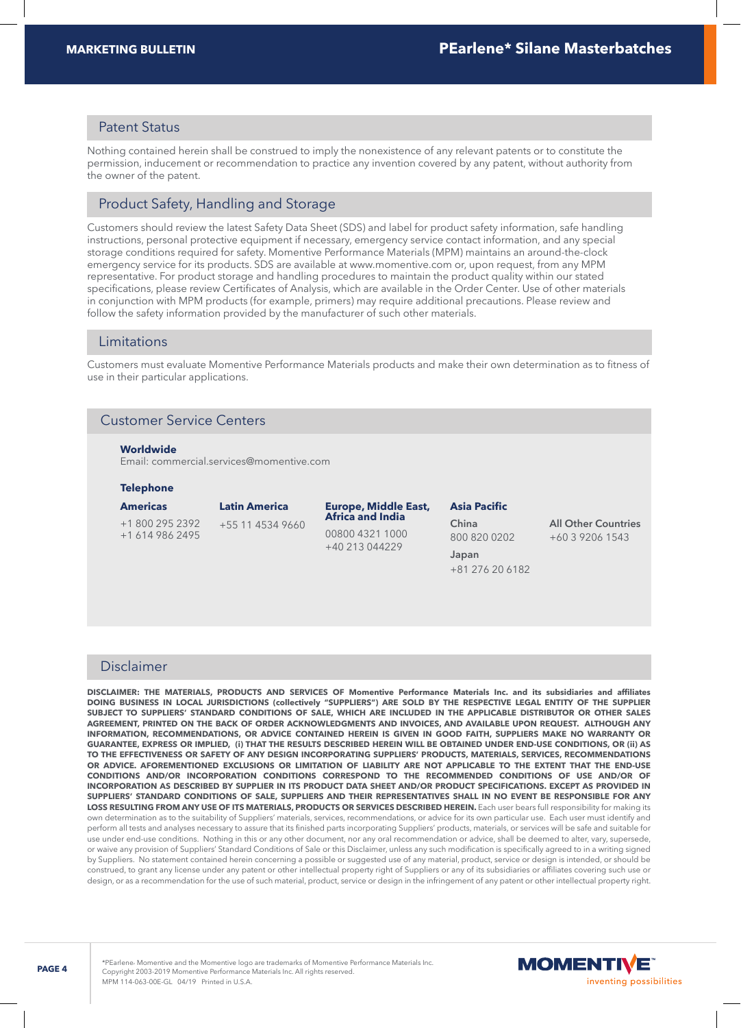## Patent Status

Nothing contained herein shall be construed to imply the nonexistence of any relevant patents or to constitute the permission, inducement or recommendation to practice any invention covered by any patent, without authority from the owner of the patent.

## Product Safety, Handling and Storage

Customers should review the latest Safety Data Sheet (SDS) and label for product safety information, safe handling instructions, personal protective equipment if necessary, emergency service contact information, and any special storage conditions required for safety. Momentive Performance Materials (MPM) maintains an around-the-clock emergency service for its products. SDS are available at www.momentive.com or, upon request, from any MPM representative. For product storage and handling procedures to maintain the product quality within our stated specifications, please review Certificates of Analysis, which are available in the Order Center. Use of other materials in conjunction with MPM products (for example, primers) may require additional precautions. Please review and follow the safety information provided by the manufacturer of such other materials.

## Limitations

Customers must evaluate Momentive Performance Materials products and make their own determination as to fitness of use in their particular applications.

## Customer Service Centers

**Worldwide**
Email: commercial.services@momentive.com

**Telephone**

**Americas**
+1 800 295 2392
+1 614 986 2495

**Latin America**
+55 11 4534 9660

**Europe, Middle East, Africa and India**
00800 4321 1000
+40 213 044229

**Asia Pacific**

China
800 820 0202

Japan
+81 276 20 6182

All Other Countries
+60 3 9206 1543

## Disclaimer

**DISCLAIMER: THE MATERIALS, PRODUCTS AND SERVICES OF Momentive Performance Materials Inc. and its subsidiaries and affiliates DOING BUSINESS IN LOCAL JURISDICTIONS (collectively "SUPPLIERS") ARE SOLD BY THE RESPECTIVE LEGAL ENTITY OF THE SUPPLIER SUBJECT TO SUPPLIERS' STANDARD CONDITIONS OF SALE, WHICH ARE INCLUDED IN THE APPLICABLE DISTRIBUTOR OR OTHER SALES AGREEMENT, PRINTED ON THE BACK OF ORDER ACKNOWLEDGMENTS AND INVOICES, AND AVAILABLE UPON REQUEST. ALTHOUGH ANY INFORMATION, RECOMMENDATIONS, OR ADVICE CONTAINED HEREIN IS GIVEN IN GOOD FAITH, SUPPLIERS MAKE NO WARRANTY OR GUARANTEE, EXPRESS OR IMPLIED, (i) THAT THE RESULTS DESCRIBED HEREIN WILL BE OBTAINED UNDER END-USE CONDITIONS, OR (ii) AS TO THE EFFECTIVENESS OR SAFETY OF ANY DESIGN INCORPORATING SUPPLIERS' PRODUCTS, MATERIALS, SERVICES, RECOMMENDATIONS OR ADVICE. AFOREMENTIONED EXCLUSIONS OR LIMITATION OF LIABILITY ARE NOT APPLICABLE TO THE EXTENT THAT THE END-USE CONDITIONS AND/OR INCORPORATION CONDITIONS CORRESPOND TO THE RECOMMENDED CONDITIONS OF USE AND/OR OF INCORPORATION AS DESCRIBED BY SUPPLIER IN ITS PRODUCT DATA SHEET AND/OR PRODUCT SPECIFICATIONS. EXCEPT AS PROVIDED IN SUPPLIERS' STANDARD CONDITIONS OF SALE, SUPPLIERS AND THEIR REPRESENTATIVES SHALL IN NO EVENT BE RESPONSIBLE FOR ANY LOSS RESULTING FROM ANY USE OF ITS MATERIALS, PRODUCTS OR SERVICES DESCRIBED HEREIN.** Each user bears full responsibility for making its own determination as to the suitability of Suppliers' materials, services, recommendations, or advice for its own particular use. Each user must identify and perform all tests and analyses necessary to assure that its finished parts incorporating Suppliers' products, materials, or services will be safe and suitable for use under end-use conditions. Nothing in this or any other document, nor any oral recommendation or advice, shall be deemed to alter, vary, supersede, or waive any provision of Suppliers' Standard Conditions of Sale or this Disclaimer, unless any such modification is specifically agreed to in a writing signed by Suppliers. No statement contained herein concerning a possible or suggested use of any material, product, service or design is intended, or should be construed, to grant any license under any patent or other intellectual property right of Suppliers or any of its subsidiaries or affiliates covering such use or design, or as a recommendation for the use of such material, product, service or design in the infringement of any patent or other intellectual property right.

*PEarlene, Momentive and the Momentive logo are trademarks of Momentive Performance Materials Inc.
Copyright 2003-2019 Momentive Performance Materials Inc. All rights reserved.
MPM 114-063-00E-GL 04/19 Printed in U.S.A.